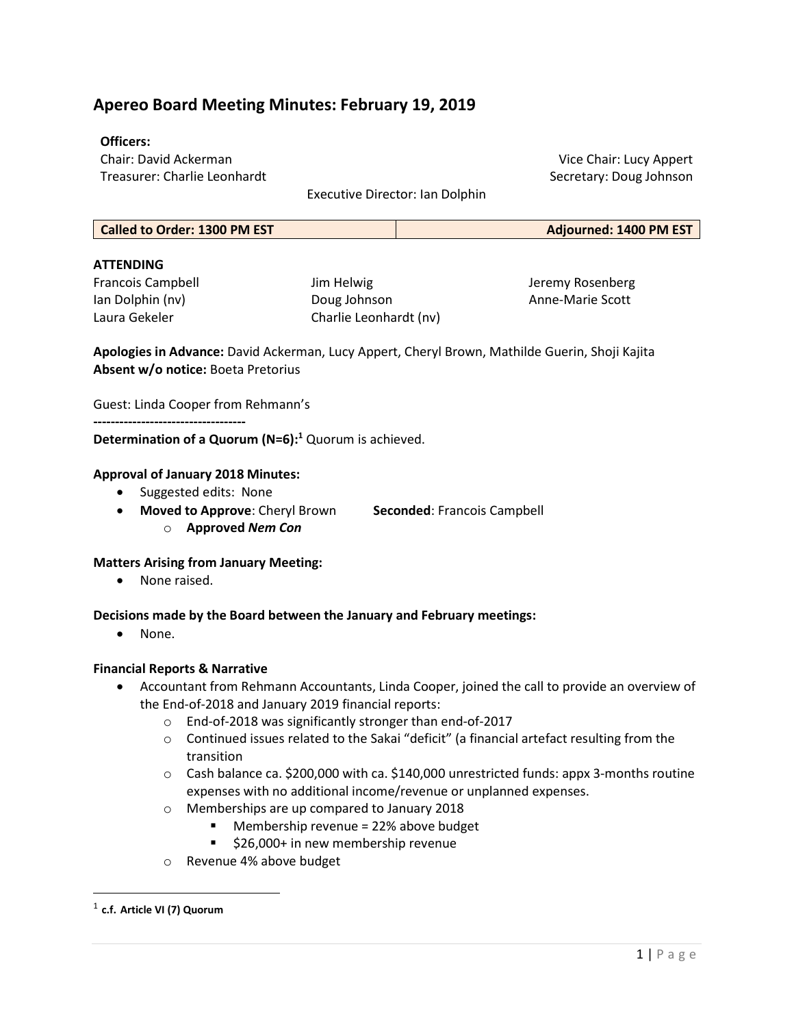# Apereo Board Meeting Minutes: February 19, 2019

**Officers:**

Chair: David Ackerman
Vice Chair: Lucy Appert
Treasurer: Charlie Leonhardt
Secretary: Doug Johnson
Executive Director: Ian Dolphin

| Called to Order: 1300 PM EST | Adjourned: 1400 PM EST |
|---|---|

**ATTENDING**

Francois Campbell
Ian Dolphin (nv)
Laura Gekeler
Jim Helwig
Doug Johnson
Charlie Leonhardt (nv)
Jeremy Rosenberg
Anne-Marie Scott

**Apologies in Advance:** David Ackerman, Lucy Appert, Cheryl Brown, Mathilde Guerin, Shoji Kajita
**Absent w/o notice:** Boeta Pretorius

Guest: Linda Cooper from Rehmann's

-----------------------------------

**Determination of a Quorum (N=6):**[1] Quorum is achieved.

**Approval of January 2018 Minutes:**

- Suggested edits: None
- **Moved to Approve**: Cheryl Brown **Seconded**: Francois Campbell
    - **Approved *Nem Con***

**Matters Arising from January Meeting:**

- None raised.

**Decisions made by the Board between the January and February meetings:**

- None.

**Financial Reports & Narrative**

- Accountant from Rehmann Accountants, Linda Cooper, joined the call to provide an overview of the End-of-2018 and January 2019 financial reports:
    - End-of-2018 was significantly stronger than end-of-2017
    - Continued issues related to the Sakai "deficit" (a financial artefact resulting from the transition
    - Cash balance ca. $200,000 with ca. $140,000 unrestricted funds: appx 3-months routine expenses with no additional income/revenue or unplanned expenses.
    - Memberships are up compared to January 2018
        - Membership revenue = 22% above budget
        - $26,000+ in new membership revenue
    - Revenue 4% above budget

[1] **c.f. Article VI (7) Quorum**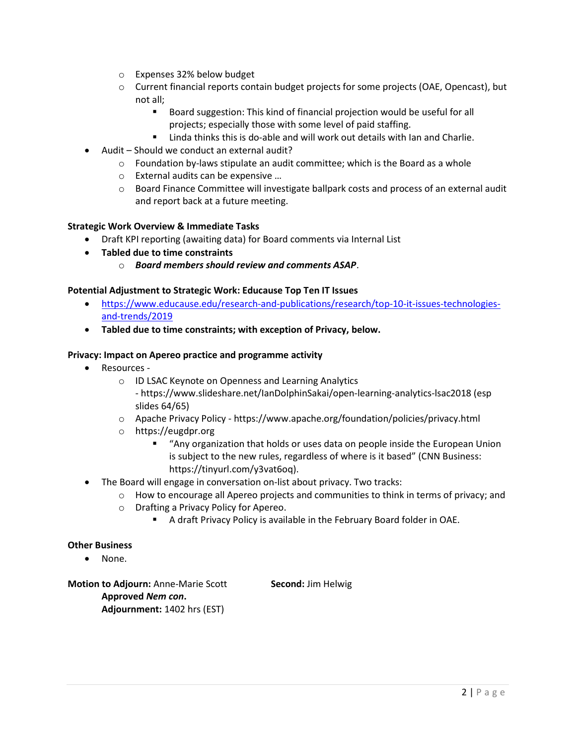- Expenses 32% below budget
  - Current financial reports contain budget projects for some projects (OAE, Opencast), but not all;
    - Board suggestion: This kind of financial projection would be useful for all projects; especially those with some level of paid staffing.
    - Linda thinks this is do-able and will work out details with Ian and Charlie.
- Audit – Should we conduct an external audit?
  - Foundation by-laws stipulate an audit committee; which is the Board as a whole
  - External audits can be expensive …
  - Board Finance Committee will investigate ballpark costs and process of an external audit and report back at a future meeting.

**Strategic Work Overview & Immediate Tasks**

- Draft KPI reporting (awaiting data) for Board comments via Internal List
- **Tabled due to time constraints**
  - ***Board members should review and comments ASAP***.

**Potential Adjustment to Strategic Work: Educause Top Ten IT Issues**

- https://www.educause.edu/research-and-publications/research/top-10-it-issues-technologies-and-trends/2019
- **Tabled due to time constraints; with exception of Privacy, below.**

**Privacy: Impact on Apereo practice and programme activity**

- Resources -
  - ID LSAC Keynote on Openness and Learning Analytics - https://www.slideshare.net/IanDolphinSakai/open-learning-analytics-lsac2018 (esp slides 64/65)
  - Apache Privacy Policy - https://www.apache.org/foundation/policies/privacy.html
  - https://eugdpr.org
    - "Any organization that holds or uses data on people inside the European Union is subject to the new rules, regardless of where is it based" (CNN Business: https://tinyurl.com/y3vat6oq).
- The Board will engage in conversation on-list about privacy. Two tracks:
  - How to encourage all Apereo projects and communities to think in terms of privacy; and
  - Drafting a Privacy Policy for Apereo.
    - A draft Privacy Policy is available in the February Board folder in OAE.

**Other Business**

- None.

**Motion to Adjourn:** Anne-Marie Scott **Second:** Jim Helwig

**Approved *Nem con*.**

**Adjournment:** 1402 hrs (EST)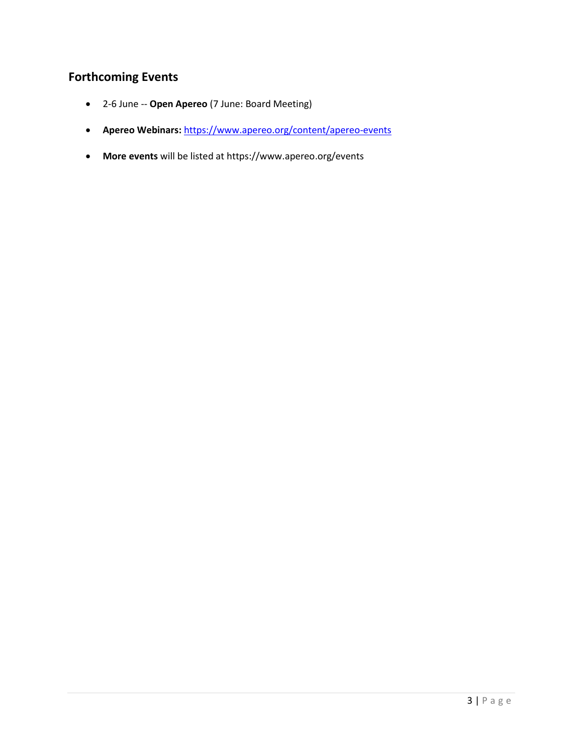## Forthcoming Events

- 2-6 June -- **Open Apereo** (7 June: Board Meeting)
- **Apereo Webinars:** https://www.apereo.org/content/apereo-events
- **More events** will be listed at https://www.apereo.org/events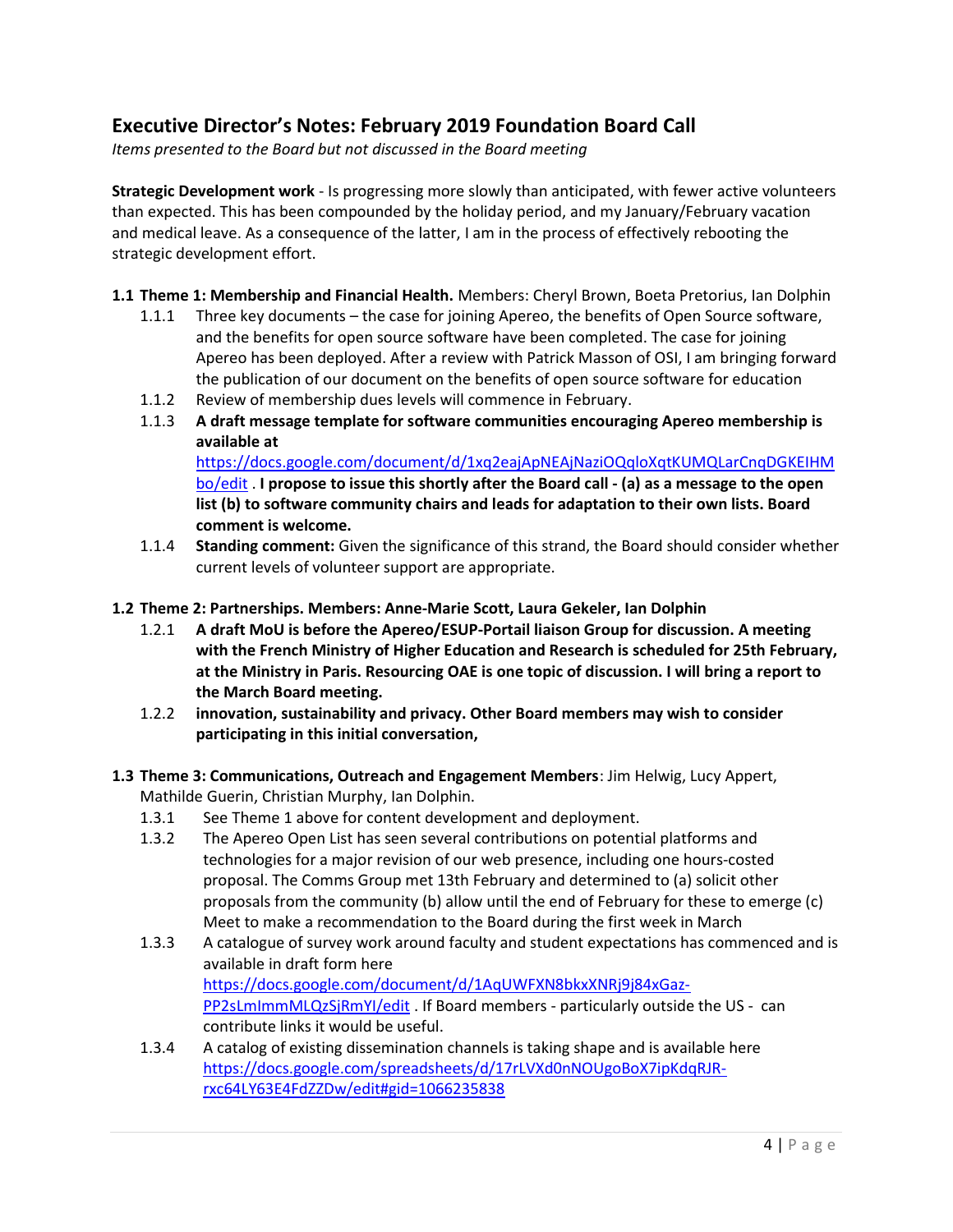## Executive Director's Notes: February 2019 Foundation Board Call

*Items presented to the Board but not discussed in the Board meeting*

**Strategic Development work** - Is progressing more slowly than anticipated, with fewer active volunteers than expected. This has been compounded by the holiday period, and my January/February vacation and medical leave. As a consequence of the latter, I am in the process of effectively rebooting the strategic development effort.

**1.1 Theme 1: Membership and Financial Health.** Members: Cheryl Brown, Boeta Pretorius, Ian Dolphin

- 1.1.1 Three key documents – the case for joining Apereo, the benefits of Open Source software, and the benefits for open source software have been completed. The case for joining Apereo has been deployed. After a review with Patrick Masson of OSI, I am bringing forward the publication of our document on the benefits of open source software for education
- 1.1.2 Review of membership dues levels will commence in February.
- 1.1.3 **A draft message template for software communities encouraging Apereo membership is available at** [https://docs.google.com/document/d/1xq2eajApNEAjNaziOQqloXqtKUMQLarCnqDGKEIHMbo/edit](https://docs.google.com/document/d/1xq2eajApNEAjNaziOQqloXqtKUMQLarCnqDGKEIHMbo/edit) . **I propose to issue this shortly after the Board call - (a) as a message to the open list (b) to software community chairs and leads for adaptation to their own lists. Board comment is welcome.**
- 1.1.4 **Standing comment:** Given the significance of this strand, the Board should consider whether current levels of volunteer support are appropriate.

**1.2 Theme 2: Partnerships. Members: Anne-Marie Scott, Laura Gekeler, Ian Dolphin**

- 1.2.1 **A draft MoU is before the Apereo/ESUP-Portail liaison Group for discussion. A meeting with the French Ministry of Higher Education and Research is scheduled for 25th February, at the Ministry in Paris. Resourcing OAE is one topic of discussion. I will bring a report to the March Board meeting.**
- 1.2.2 **innovation, sustainability and privacy. Other Board members may wish to consider participating in this initial conversation,**

**1.3 Theme 3: Communications, Outreach and Engagement Members**: Jim Helwig, Lucy Appert, Mathilde Guerin, Christian Murphy, Ian Dolphin.

- 1.3.1 See Theme 1 above for content development and deployment.
- 1.3.2 The Apereo Open List has seen several contributions on potential platforms and technologies for a major revision of our web presence, including one hours-costed proposal. The Comms Group met 13th February and determined to (a) solicit other proposals from the community (b) allow until the end of February for these to emerge (c) Meet to make a recommendation to the Board during the first week in March
- 1.3.3 A catalogue of survey work around faculty and student expectations has commenced and is available in draft form here [https://docs.google.com/document/d/1AqUWFXN8bkxXNRj9j84xGaz-PP2sLmImmMLQzSjRmYI/edit](https://docs.google.com/document/d/1AqUWFXN8bkxXNRj9j84xGaz-PP2sLmImmMLQzSjRmYI/edit) . If Board members - particularly outside the US - can contribute links it would be useful.
- 1.3.4 A catalog of existing dissemination channels is taking shape and is available here [https://docs.google.com/spreadsheets/d/17rLVXd0nNOUgoBoX7ipKdqRJR-rxc64LY63E4FdZZDw/edit#gid=1066235838](https://docs.google.com/spreadsheets/d/17rLVXd0nNOUgoBoX7ipKdqRJR-rxc64LY63E4FdZZDw/edit#gid=1066235838)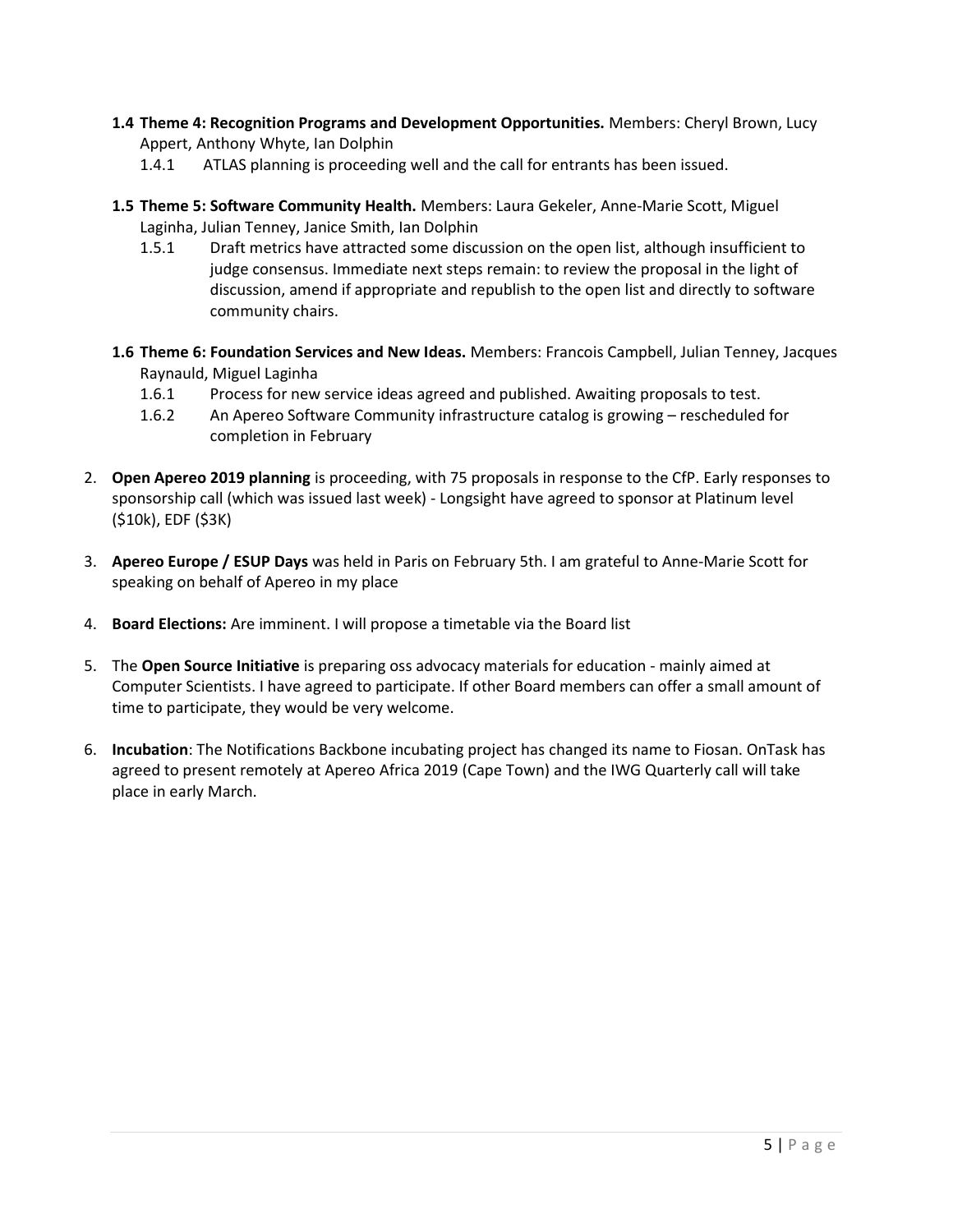- **1.4 Theme 4: Recognition Programs and Development Opportunities.** Members: Cheryl Brown, Lucy Appert, Anthony Whyte, Ian Dolphin
  - 1.4.1 ATLAS planning is proceeding well and the call for entrants has been issued.
- **1.5 Theme 5: Software Community Health.** Members: Laura Gekeler, Anne-Marie Scott, Miguel Laginha, Julian Tenney, Janice Smith, Ian Dolphin
  - 1.5.1 Draft metrics have attracted some discussion on the open list, although insufficient to judge consensus. Immediate next steps remain: to review the proposal in the light of discussion, amend if appropriate and republish to the open list and directly to software community chairs.
- **1.6 Theme 6: Foundation Services and New Ideas.** Members: Francois Campbell, Julian Tenney, Jacques Raynauld, Miguel Laginha
  - 1.6.1 Process for new service ideas agreed and published. Awaiting proposals to test.
  - 1.6.2 An Apereo Software Community infrastructure catalog is growing – rescheduled for completion in February

2. **Open Apereo 2019 planning** is proceeding, with 75 proposals in response to the CfP. Early responses to sponsorship call (which was issued last week) - Longsight have agreed to sponsor at Platinum level ($10k), EDF ($3K)

3. **Apereo Europe / ESUP Days** was held in Paris on February 5th. I am grateful to Anne-Marie Scott for speaking on behalf of Apereo in my place

4. **Board Elections:** Are imminent. I will propose a timetable via the Board list

5. The **Open Source Initiative** is preparing oss advocacy materials for education - mainly aimed at Computer Scientists. I have agreed to participate. If other Board members can offer a small amount of time to participate, they would be very welcome.

6. **Incubation**: The Notifications Backbone incubating project has changed its name to Fiosan. OnTask has agreed to present remotely at Apereo Africa 2019 (Cape Town) and the IWG Quarterly call will take place in early March.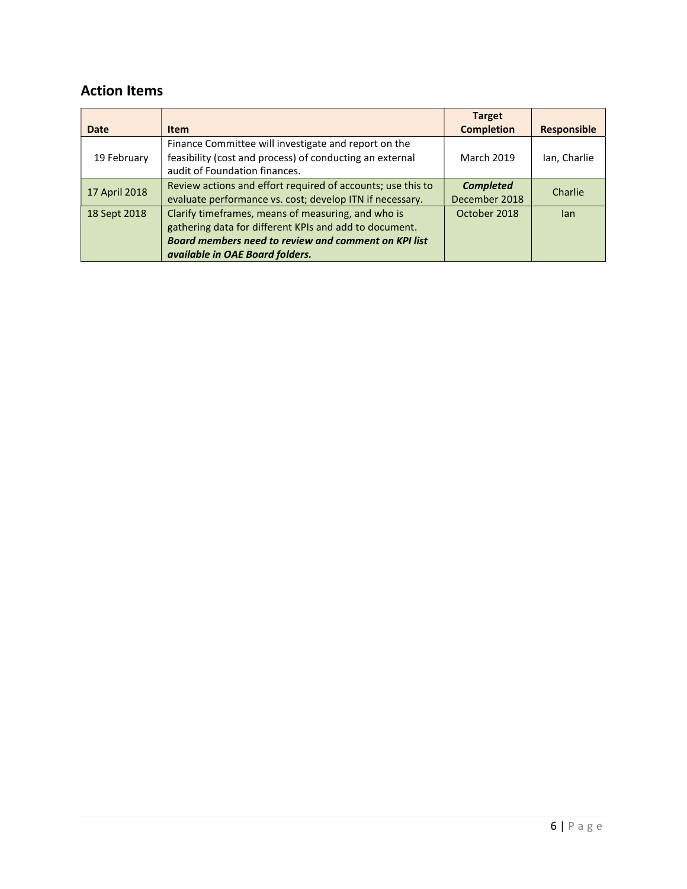## Action Items

| Date | Item | Target Completion | Responsible |
| --- | --- | --- | --- |
| 19 February | Finance Committee will investigate and report on the feasibility (cost and process) of conducting an external audit of Foundation finances. | March 2019 | Ian, Charlie |
| 17 April 2018 | Review actions and effort required of accounts; use this to evaluate performance vs. cost; develop ITN if necessary. | ***Completed*** December 2018 | Charlie |
| 18 Sept 2018 | Clarify timeframes, means of measuring, and who is gathering data for different KPIs and add to document. ***Board members need to review and comment on KPI list available in OAE Board folders.*** | October 2018 | Ian |